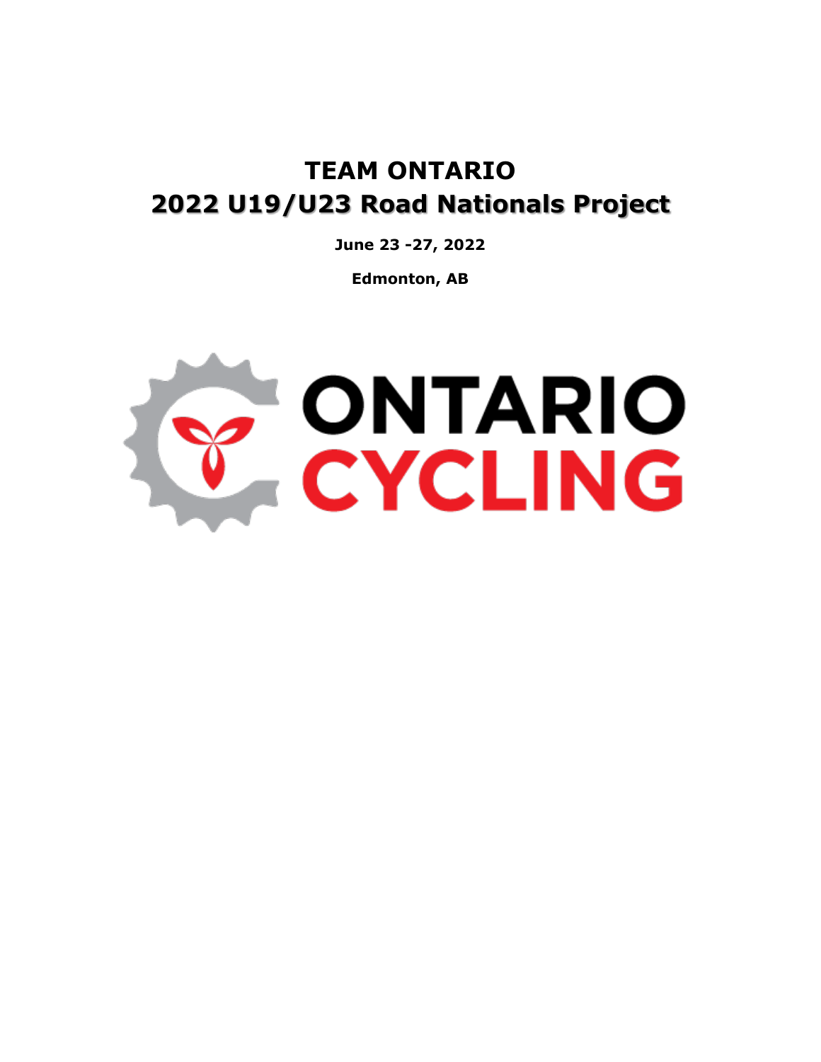# TEAM ONTARIO
# 2022 U19/U23 Road Nationals Project

**June 23 -27, 2022**

**Edmonton, AB**

ONTARIO CYCLING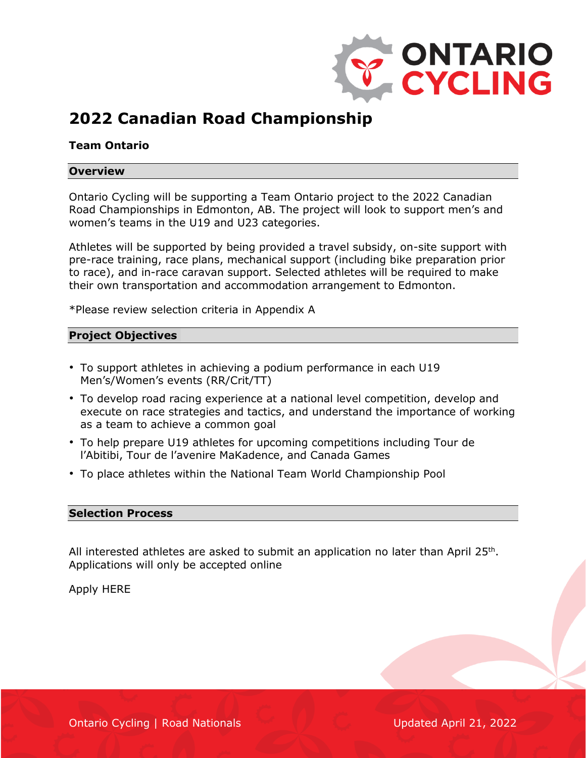# 2022 Canadian Road Championship

**Team Ontario**

## Overview

Ontario Cycling will be supporting a Team Ontario project to the 2022 Canadian Road Championships in Edmonton, AB. The project will look to support men's and women's teams in the U19 and U23 categories.

Athletes will be supported by being provided a travel subsidy, on-site support with pre-race training, race plans, mechanical support (including bike preparation prior to race), and in-race caravan support. Selected athletes will be required to make their own transportation and accommodation arrangement to Edmonton.

*Please review selection criteria in Appendix A

## Project Objectives

- To support athletes in achieving a podium performance in each U19 Men's/Women's events (RR/Crit/TT)
- To develop road racing experience at a national level competition, develop and execute on race strategies and tactics, and understand the importance of working as a team to achieve a common goal
- To help prepare U19 athletes for upcoming competitions including Tour de l'Abitibi, Tour de l'avenire MaKadence, and Canada Games
- To place athletes within the National Team World Championship Pool

## Selection Process

All interested athletes are asked to submit an application no later than April 25th. Applications will only be accepted online

Apply HERE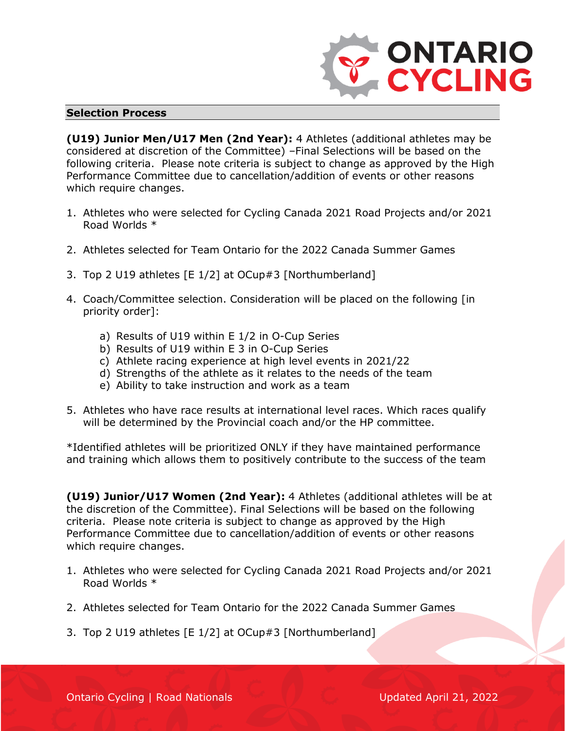## Selection Process

**(U19) Junior Men/U17 Men (2nd Year):** 4 Athletes (additional athletes may be considered at discretion of the Committee) –Final Selections will be based on the following criteria. Please note criteria is subject to change as approved by the High Performance Committee due to cancellation/addition of events or other reasons which require changes.

1. Athletes who were selected for Cycling Canada 2021 Road Projects and/or 2021 Road Worlds *

2. Athletes selected for Team Ontario for the 2022 Canada Summer Games

3. Top 2 U19 athletes [E 1/2] at OCup#3 [Northumberland]

4. Coach/Committee selection. Consideration will be placed on the following [in priority order]:

   a) Results of U19 within E 1/2 in O-Cup Series
   b) Results of U19 within E 3 in O-Cup Series
   c) Athlete racing experience at high level events in 2021/22
   d) Strengths of the athlete as it relates to the needs of the team
   e) Ability to take instruction and work as a team

5. Athletes who have race results at international level races. Which races qualify will be determined by the Provincial coach and/or the HP committee.

*Identified athletes will be prioritized ONLY if they have maintained performance and training which allows them to positively contribute to the success of the team

**(U19) Junior/U17 Women (2nd Year):** 4 Athletes (additional athletes will be at the discretion of the Committee). Final Selections will be based on the following criteria. Please note criteria is subject to change as approved by the High Performance Committee due to cancellation/addition of events or other reasons which require changes.

1. Athletes who were selected for Cycling Canada 2021 Road Projects and/or 2021 Road Worlds *

2. Athletes selected for Team Ontario for the 2022 Canada Summer Games

3. Top 2 U19 athletes [E 1/2] at OCup#3 [Northumberland]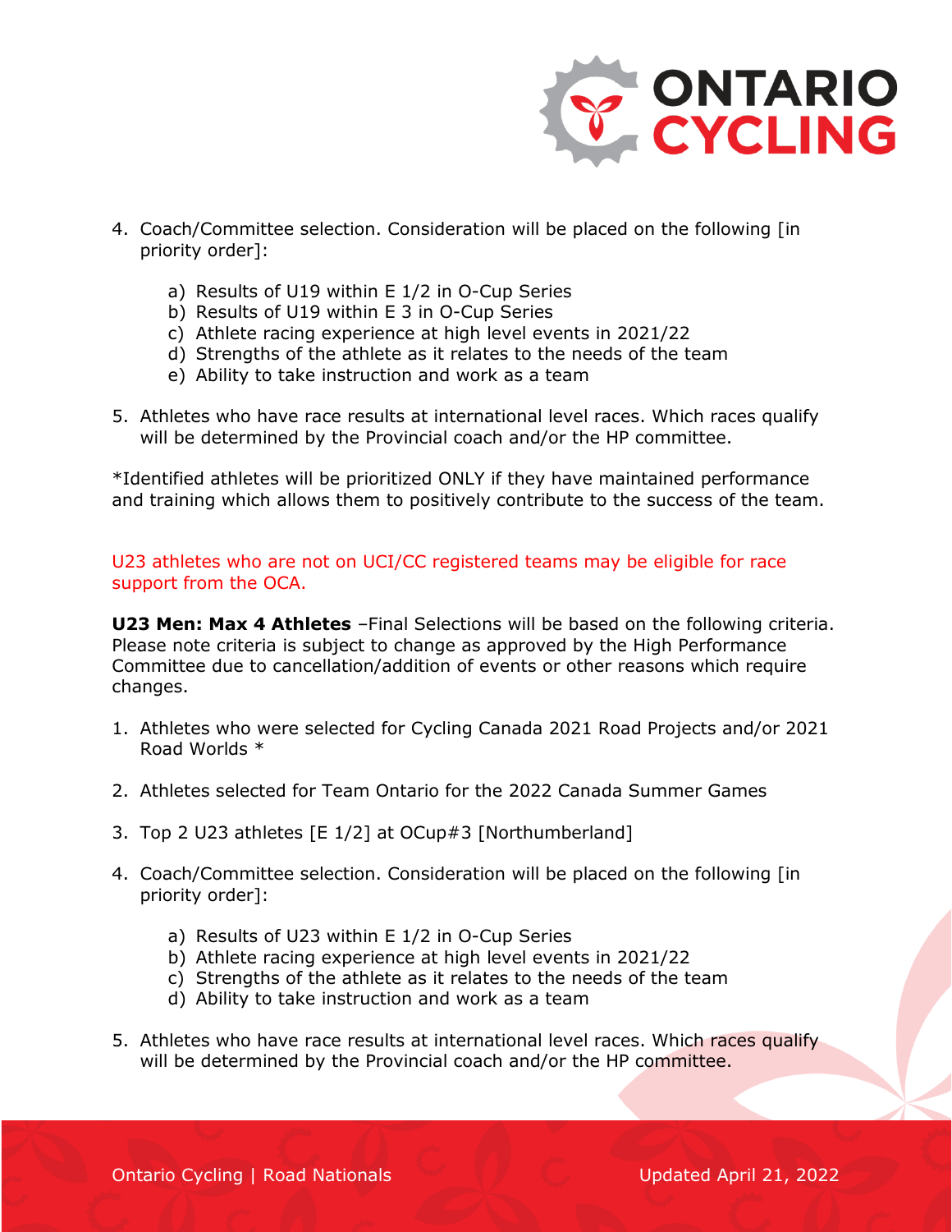4. Coach/Committee selection. Consideration will be placed on the following [in priority order]:

    a) Results of U19 within E 1/2 in O-Cup Series
    b) Results of U19 within E 3 in O-Cup Series
    c) Athlete racing experience at high level events in 2021/22
    d) Strengths of the athlete as it relates to the needs of the team
    e) Ability to take instruction and work as a team

5. Athletes who have race results at international level races. Which races qualify will be determined by the Provincial coach and/or the HP committee.

*Identified athletes will be prioritized ONLY if they have maintained performance and training which allows them to positively contribute to the success of the team.

U23 athletes who are not on UCI/CC registered teams may be eligible for race support from the OCA.

**U23 Men: Max 4 Athletes** –Final Selections will be based on the following criteria. Please note criteria is subject to change as approved by the High Performance Committee due to cancellation/addition of events or other reasons which require changes.

1. Athletes who were selected for Cycling Canada 2021 Road Projects and/or 2021 Road Worlds *

2. Athletes selected for Team Ontario for the 2022 Canada Summer Games

3. Top 2 U23 athletes [E 1/2] at OCup#3 [Northumberland]

4. Coach/Committee selection. Consideration will be placed on the following [in priority order]:

    a) Results of U23 within E 1/2 in O-Cup Series
    b) Athlete racing experience at high level events in 2021/22
    c) Strengths of the athlete as it relates to the needs of the team
    d) Ability to take instruction and work as a team

5. Athletes who have race results at international level races. Which races qualify will be determined by the Provincial coach and/or the HP committee.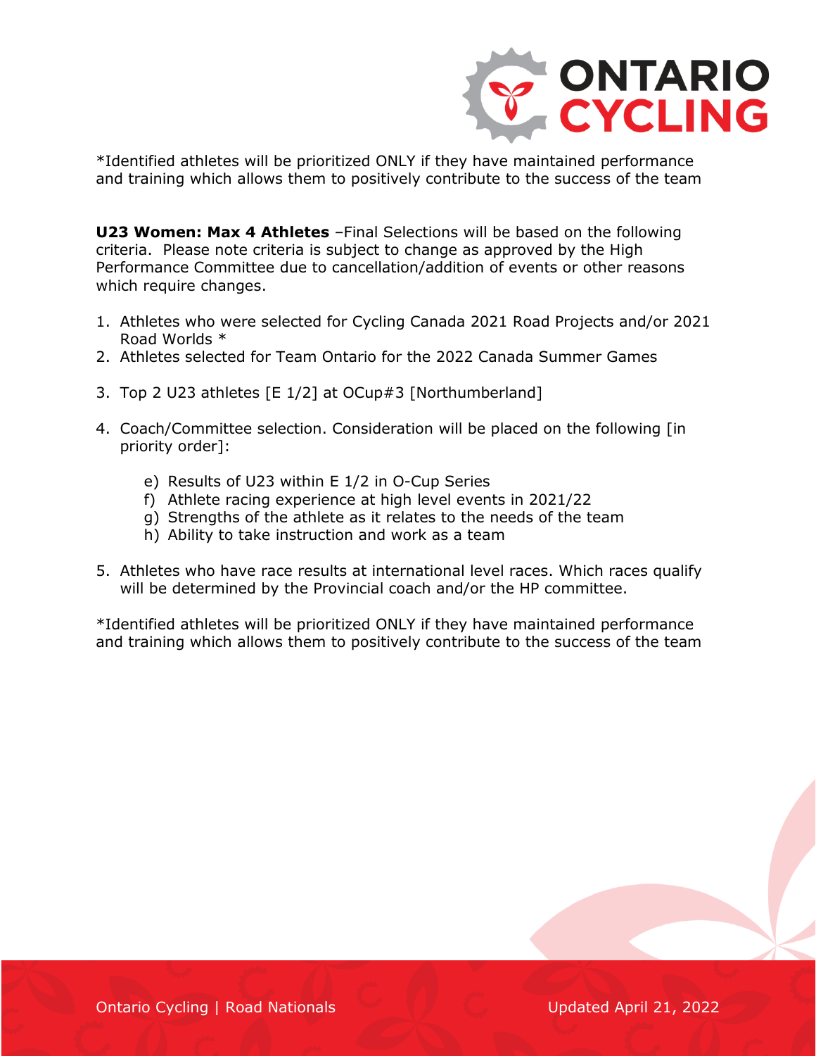*Identified athletes will be prioritized ONLY if they have maintained performance and training which allows them to positively contribute to the success of the team

**U23 Women: Max 4 Athletes** –Final Selections will be based on the following criteria. Please note criteria is subject to change as approved by the High Performance Committee due to cancellation/addition of events or other reasons which require changes.

1. Athletes who were selected for Cycling Canada 2021 Road Projects and/or 2021 Road Worlds *
2. Athletes selected for Team Ontario for the 2022 Canada Summer Games
3. Top 2 U23 athletes [E 1/2] at OCup#3 [Northumberland]
4. Coach/Committee selection. Consideration will be placed on the following [in priority order]:
    e) Results of U23 within E 1/2 in O-Cup Series
    f) Athlete racing experience at high level events in 2021/22
    g) Strengths of the athlete as it relates to the needs of the team
    h) Ability to take instruction and work as a team
5. Athletes who have race results at international level races. Which races qualify will be determined by the Provincial coach and/or the HP committee.

*Identified athletes will be prioritized ONLY if they have maintained performance and training which allows them to positively contribute to the success of the team